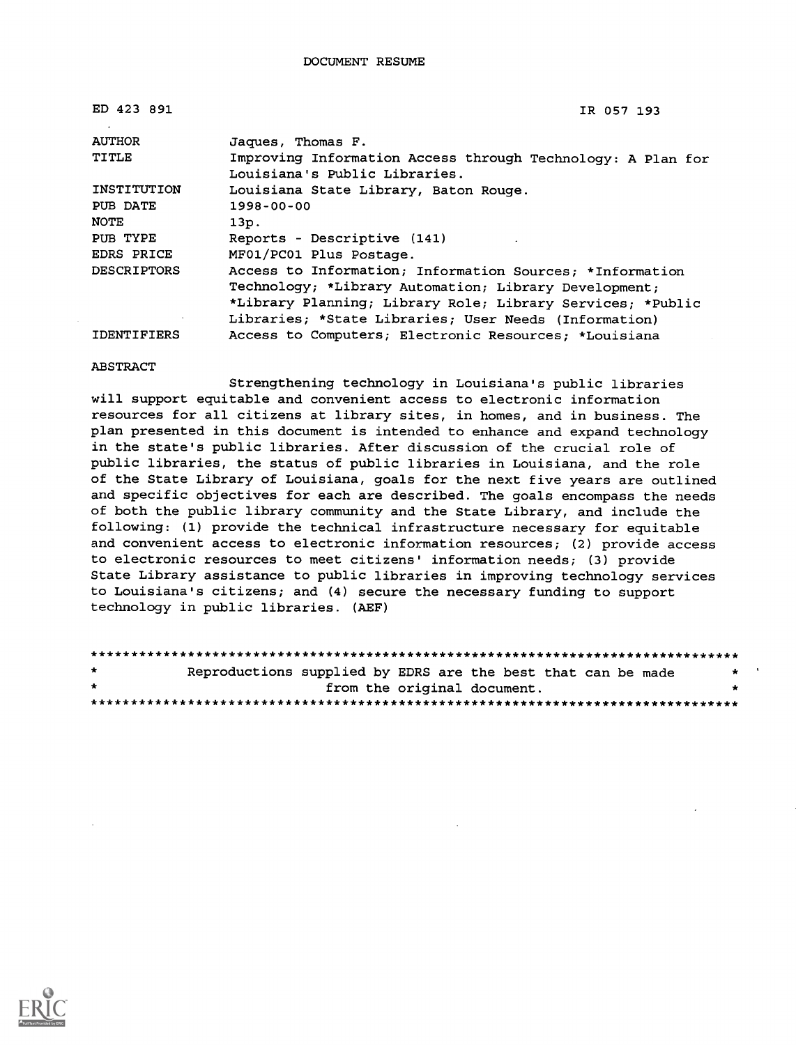DOCUMENT RESUME

| | |
|---|---|
| ED 423 891 | IR 057 193 |
| AUTHOR | Jaques, Thomas F. |
| TITLE | Improving Information Access through Technology: A Plan for Louisiana's Public Libraries. |
| INSTITUTION | Louisiana State Library, Baton Rouge. |
| PUB DATE | 1998-00-00 |
| NOTE | 13p. |
| PUB TYPE | Reports - Descriptive (141) |
| EDRS PRICE | MF01/PC01 Plus Postage. |
| DESCRIPTORS | Access to Information; Information Sources; *Information Technology; *Library Automation; Library Development; *Library Planning; Library Role; Library Services; *Public Libraries; *State Libraries; User Needs (Information) |
| IDENTIFIERS | Access to Computers; Electronic Resources; *Louisiana |

ABSTRACT

Strengthening technology in Louisiana's public libraries will support equitable and convenient access to electronic information resources for all citizens at library sites, in homes, and in business. The plan presented in this document is intended to enhance and expand technology in the state's public libraries. After discussion of the crucial role of public libraries, the status of public libraries in Louisiana, and the role of the State Library of Louisiana, goals for the next five years are outlined and specific objectives for each are described. The goals encompass the needs of both the public library community and the State Library, and include the following: (1) provide the technical infrastructure necessary for equitable and convenient access to electronic information resources; (2) provide access to electronic resources to meet citizens' information needs; (3) provide State Library assistance to public libraries in improving technology services to Louisiana's citizens; and (4) secure the necessary funding to support technology in public libraries. (AEF)

********************************************************************************
* Reproductions supplied by EDRS are the best that can be made *
* from the original document. *
********************************************************************************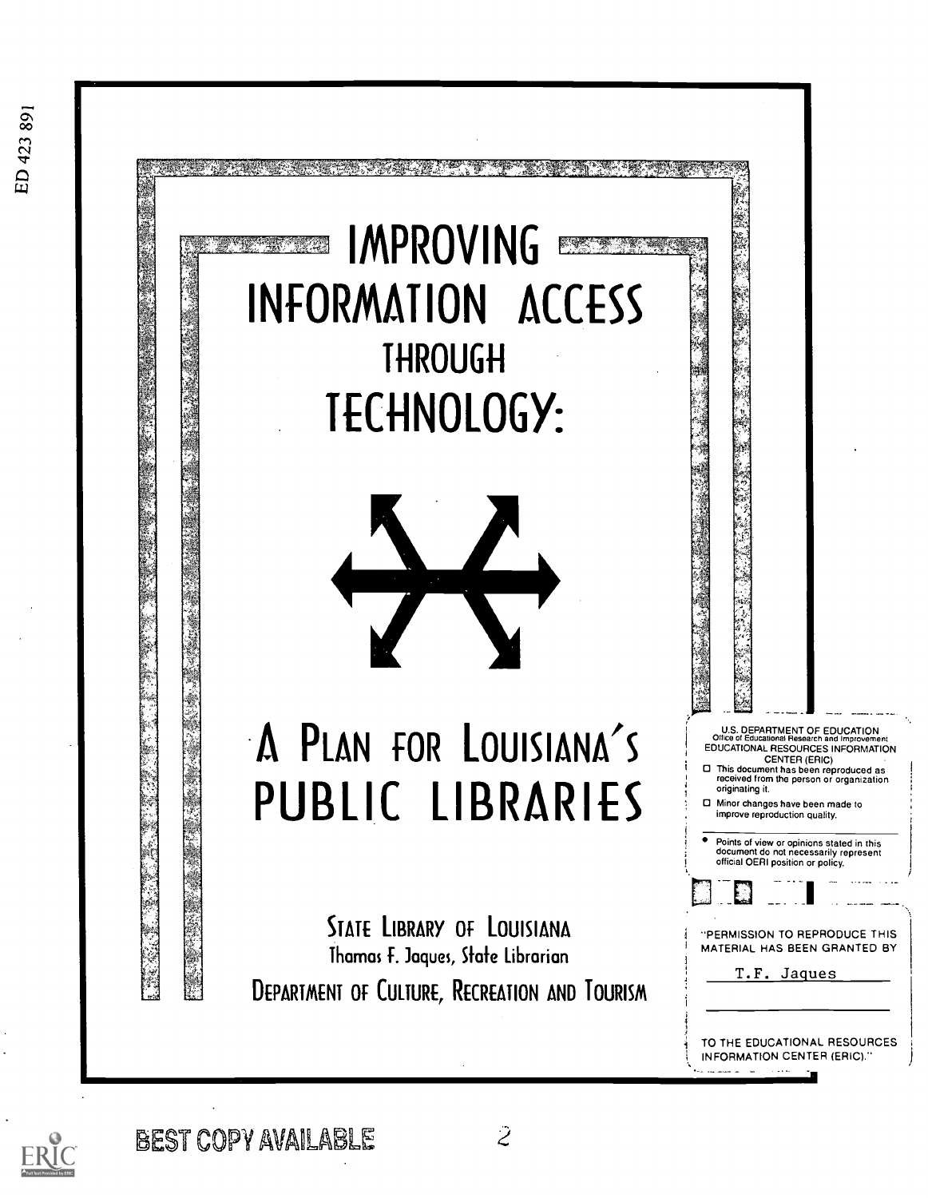# IMPROVING INFORMATION ACCESS THROUGH TECHNOLOGY:

# A PLAN FOR LOUISIANA'S PUBLIC LIBRARIES

STATE LIBRARY OF LOUISIANA

Thomas F. Jaques, State Librarian

DEPARTMENT OF CULTURE, RECREATION AND TOURISM

U.S. DEPARTMENT OF EDUCATION
Office of Educational Research and Improvement
EDUCATIONAL RESOURCES INFORMATION CENTER (ERIC)

- ☐ This document has been reproduced as received from the person or organization originating it.
- ☐ Minor changes have been made to improve reproduction quality.

- Points of view or opinions stated in this document do not necessarily represent official OERI position or policy.

"PERMISSION TO REPRODUCE THIS MATERIAL HAS BEEN GRANTED BY

T.F. Jaques

TO THE EDUCATIONAL RESOURCES INFORMATION CENTER (ERIC)."

ED 423 891

BEST COPY AVAILABLE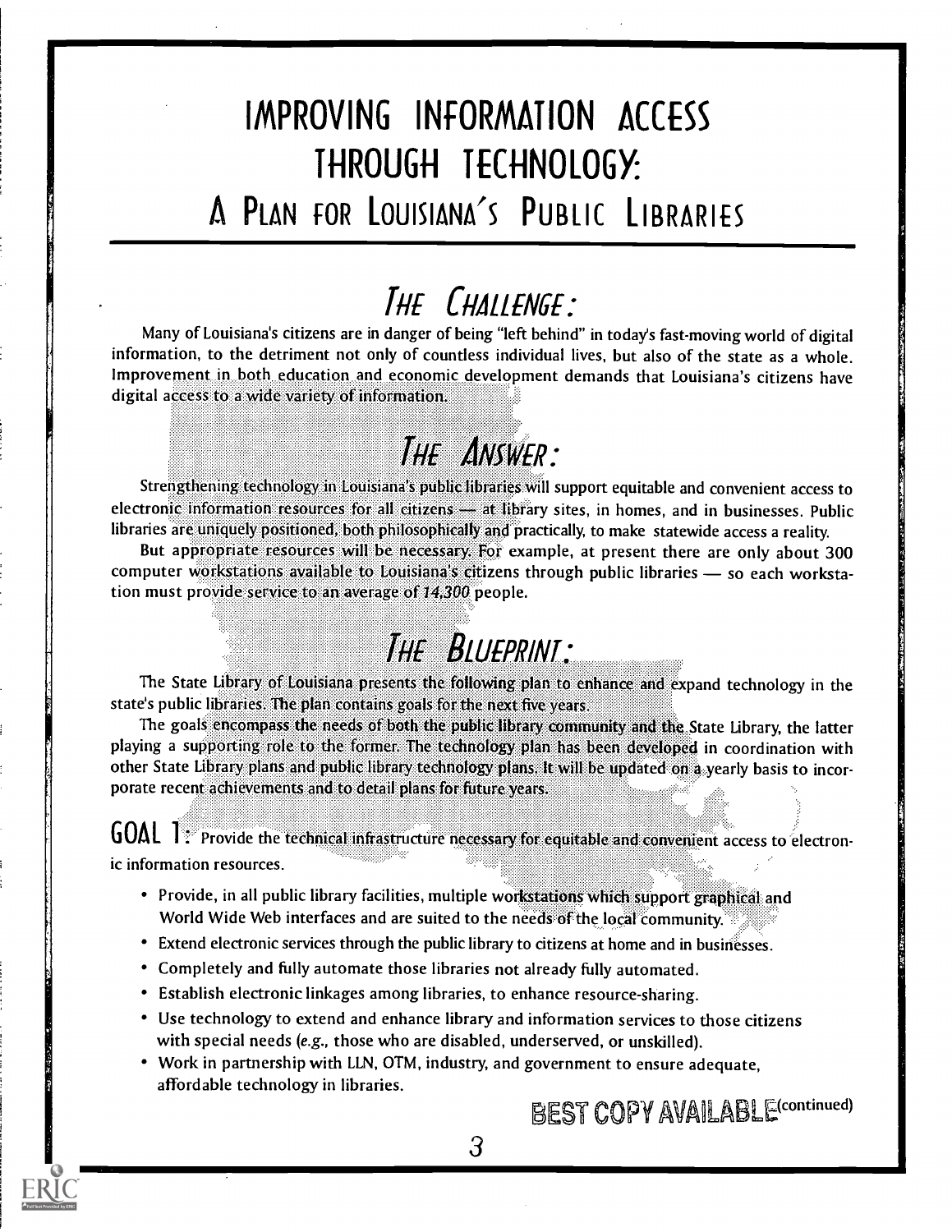# IMPROVING INFORMATION ACCESS THROUGH TECHNOLOGY:
## A PLAN FOR LOUISIANA'S PUBLIC LIBRARIES

## *THE CHALLENGE:*

Many of Louisiana's citizens are in danger of being "left behind" in today's fast-moving world of digital information, to the detriment not only of countless individual lives, but also of the state as a whole. Improvement in both education and economic development demands that Louisiana's citizens have digital access to a wide variety of information.

## *THE ANSWER:*

Strengthening technology in Louisiana's public libraries will support equitable and convenient access to electronic information resources for all citizens — at library sites, in homes, and in businesses. Public libraries are uniquely positioned, both philosophically and practically, to make statewide access a reality.

But appropriate resources will be necessary. For example, at present there are only about 300 computer workstations available to Louisiana's citizens through public libraries — so each workstation must provide service to an average of *14,300* people.

## *THE BLUEPRINT:*

The State Library of Louisiana presents the following plan to enhance and expand technology in the state's public libraries. The plan contains goals for the next five years.

The goals encompass the needs of both the public library community and the State Library, the latter playing a supporting role to the former. The technology plan has been developed in coordination with other State Library plans and public library technology plans. It will be updated on a yearly basis to incorporate recent achievements and to detail plans for future years.

**GOAL 1:** Provide the technical infrastructure necessary for equitable and convenient access to electronic information resources.

- Provide, in all public library facilities, multiple workstations which support graphical and World Wide Web interfaces and are suited to the needs of the local community.
- Extend electronic services through the public library to citizens at home and in businesses.
- Completely and fully automate those libraries not already fully automated.
- Establish electronic linkages among libraries, to enhance resource-sharing.
- Use technology to extend and enhance library and information services to those citizens with special needs (*e.g.*, those who are disabled, underserved, or unskilled).
- Work in partnership with LLN, OTM, industry, and government to ensure adequate, affordable technology in libraries.

(continued)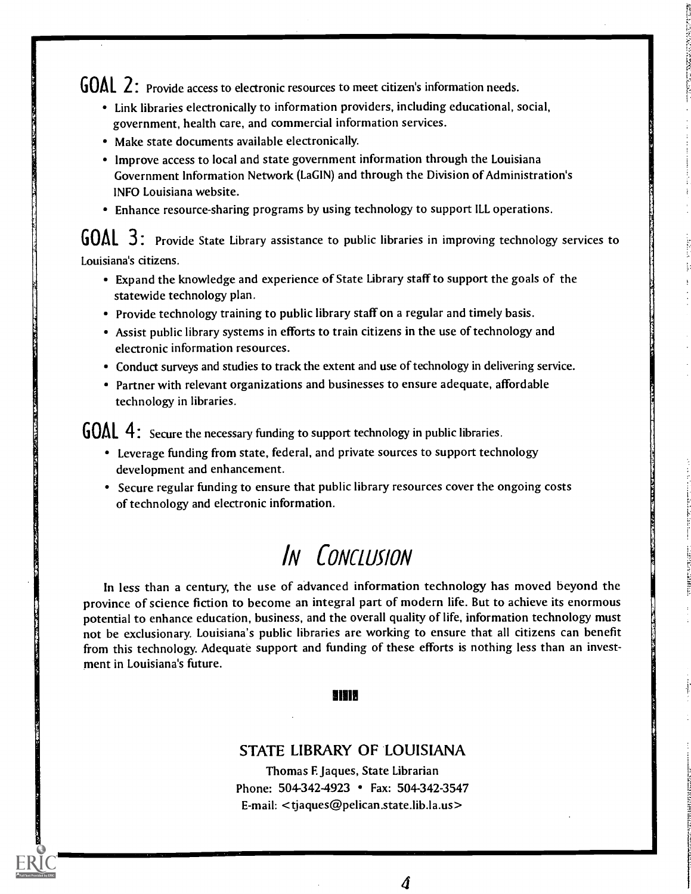**GOAL 2:** Provide access to electronic resources to meet citizen's information needs.

- Link libraries electronically to information providers, including educational, social, government, health care, and commercial information services.
- Make state documents available electronically.
- Improve access to local and state government information through the Louisiana Government Information Network (LaGIN) and through the Division of Administration's INFO Louisiana website.
- Enhance resource-sharing programs by using technology to support ILL operations.

**GOAL 3:** Provide State Library assistance to public libraries in improving technology services to Louisiana's citizens.

- Expand the knowledge and experience of State Library staff to support the goals of the statewide technology plan.
- Provide technology training to public library staff on a regular and timely basis.
- Assist public library systems in efforts to train citizens in the use of technology and electronic information resources.
- Conduct surveys and studies to track the extent and use of technology in delivering service.
- Partner with relevant organizations and businesses to ensure adequate, affordable technology in libraries.

**GOAL 4:** Secure the necessary funding to support technology in public libraries.

- Leverage funding from state, federal, and private sources to support technology development and enhancement.
- Secure regular funding to ensure that public library resources cover the ongoing costs of technology and electronic information.

# *In Conclusion*

In less than a century, the use of advanced information technology has moved beyond the province of science fiction to become an integral part of modern life. But to achieve its enormous potential to enhance education, business, and the overall quality of life, information technology must not be exclusionary. Louisiana's public libraries are working to ensure that all citizens can benefit from this technology. Adequate support and funding of these efforts is nothing less than an investment in Louisiana's future.

STATE LIBRARY OF LOUISIANA

Thomas F. Jaques, State Librarian
Phone: 504-342-4923 • Fax: 504-342-3547
E-mail: <tjaques@pelican.state.lib.la.us>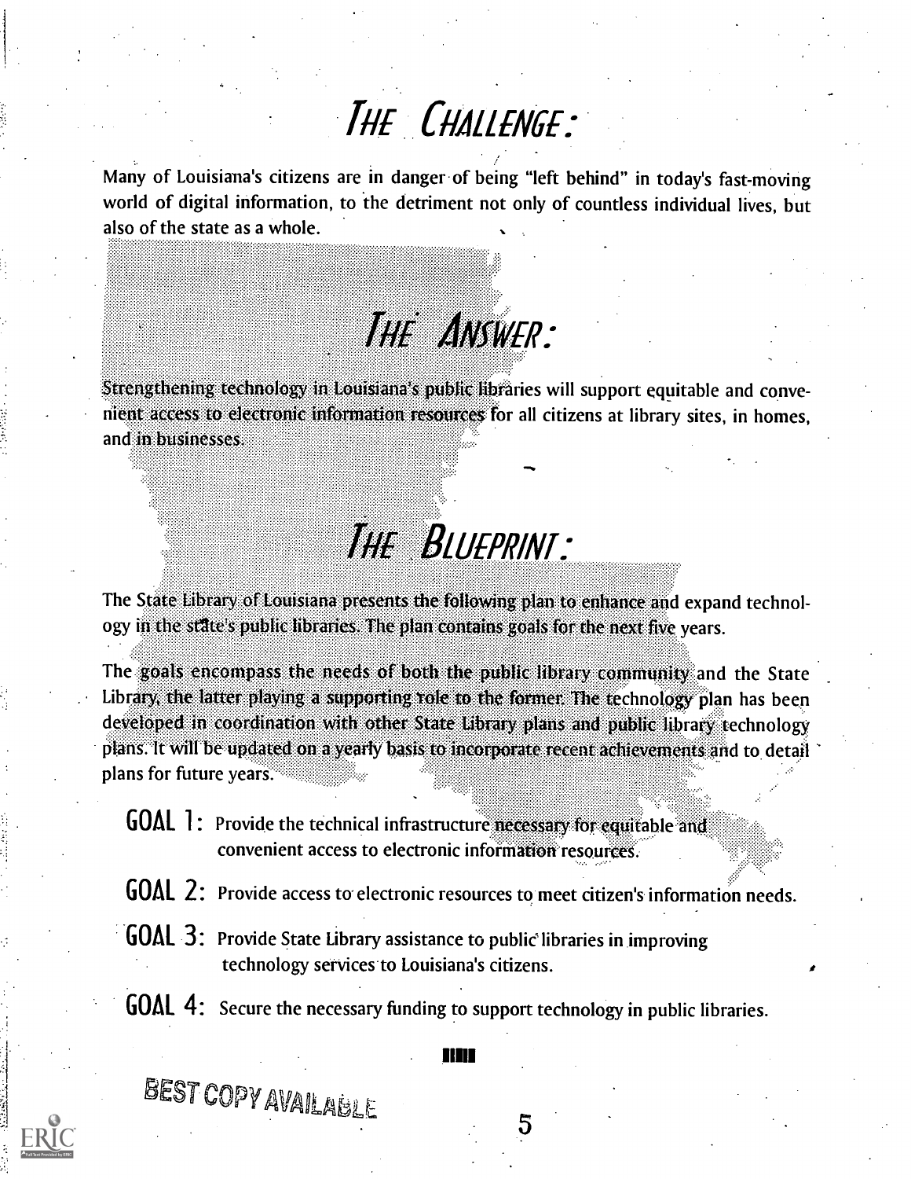# The Challenge:

Many of Louisiana's citizens are in danger of being "left behind" in today's fast-moving world of digital information, to the detriment not only of countless individual lives, but also of the state as a whole.

# The Answer:

Strengthening technology in Louisiana's public libraries will support equitable and convenient access to electronic information resources for all citizens at library sites, in homes, and in businesses.

# The Blueprint:

The State Library of Louisiana presents the following plan to enhance and expand technology in the state's public libraries. The plan contains goals for the next five years.

The goals encompass the needs of both the public library community and the State Library, the latter playing a supporting role to the former. The technology plan has been developed in coordination with other State Library plans and public library technology plans. It will be updated on a yearly basis to incorporate recent achievements and to detail plans for future years.

**GOAL 1:** Provide the technical infrastructure necessary for equitable and convenient access to electronic information resources.

**GOAL 2:** Provide access to electronic resources to meet citizen's information needs.

**GOAL 3:** Provide State Library assistance to public libraries in improving technology services to Louisiana's citizens.

**GOAL 4:** Secure the necessary funding to support technology in public libraries.

BEST COPY AVAILABLE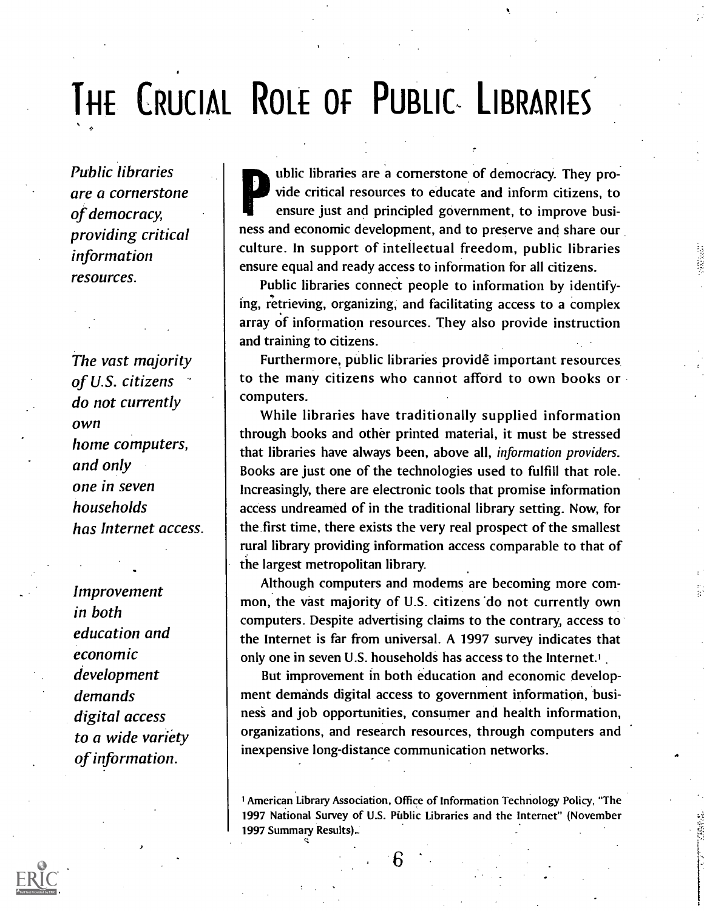# THE CRUCIAL ROLE OF PUBLIC LIBRARIES

*Public libraries are a cornerstone of democracy, providing critical information resources.*

Public libraries are a cornerstone of democracy. They provide critical resources to educate and inform citizens, to ensure just and principled government, to improve business and economic development, and to preserve and share our culture. In support of intellectual freedom, public libraries ensure equal and ready access to information for all citizens.

Public libraries connect people to information by identifying, retrieving, organizing, and facilitating access to a complex array of information resources. They also provide instruction and training to citizens.

Furthermore, public libraries provide important resources to the many citizens who cannot afford to own books or computers.

*The vast majority of U.S. citizens do not currently own home computers, and only one in seven households has Internet access.*

While libraries have traditionally supplied information through books and other printed material, it must be stressed that libraries have always been, above all, *information providers*. Books are just one of the technologies used to fulfill that role. Increasingly, there are electronic tools that promise information access undreamed of in the traditional library setting. Now, for the first time, there exists the very real prospect of the smallest rural library providing information access comparable to that of the largest metropolitan library.

*Improvement in both education and economic development demands digital access to a wide variety of information.*

Although computers and modems are becoming more common, the vast majority of U.S. citizens do not currently own computers. Despite advertising claims to the contrary, access to the Internet is far from universal. A 1997 survey indicates that only one in seven U.S. households has access to the Internet.[1]

But improvement in both education and economic development demands digital access to government information, business and job opportunities, consumer and health information, organizations, and research resources, through computers and inexpensive long-distance communication networks.

[1] American Library Association, Office of Information Technology Policy, "The 1997 National Survey of U.S. Public Libraries and the Internet" (November 1997 Summary Results).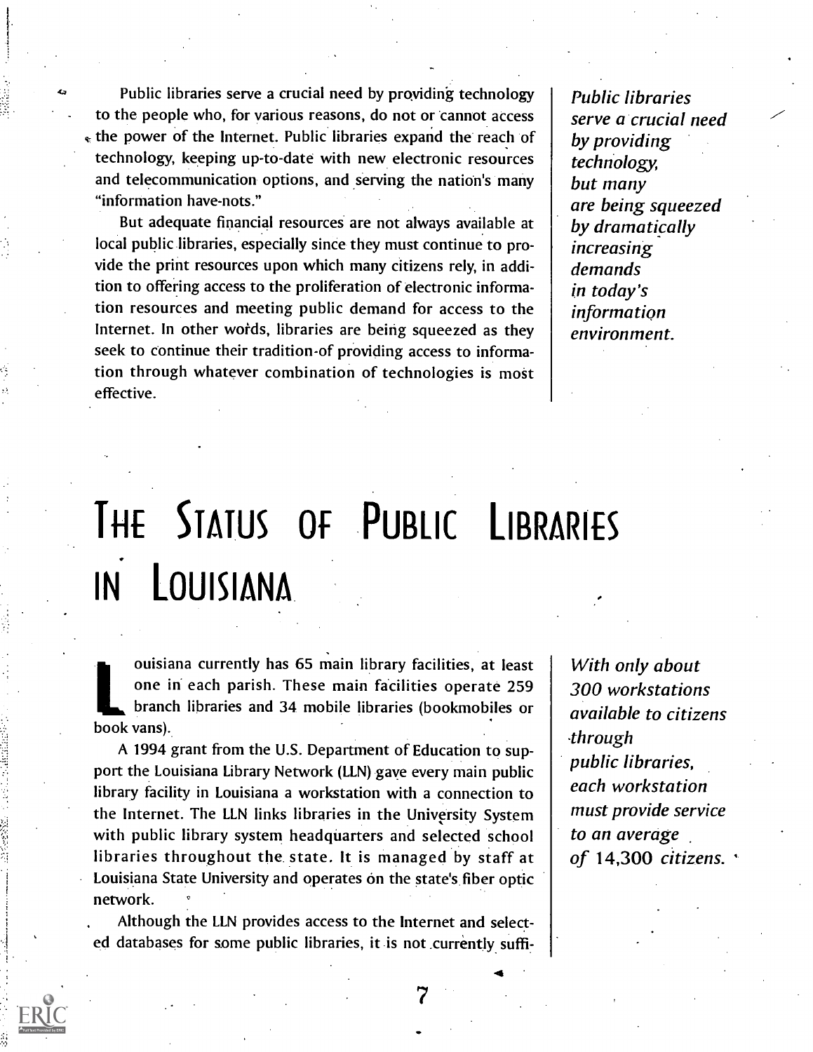Public libraries serve a crucial need by providing technology to the people who, for various reasons, do not or cannot access the power of the Internet. Public libraries expand the reach of technology, keeping up-to-date with new electronic resources and telecommunication options, and serving the nation's many "information have-nots."

But adequate financial resources are not always available at local public libraries, especially since they must continue to provide the print resources upon which many citizens rely, in addition to offering access to the proliferation of electronic information resources and meeting public demand for access to the Internet. In other words, libraries are being squeezed as they seek to continue their tradition of providing access to information through whatever combination of technologies is most effective.

*Public libraries serve a crucial need by providing technology, but many are being squeezed by dramatically increasing demands in today's information environment.*

# The Status of Public Libraries in Louisiana

Louisiana currently has 65 main library facilities, at least one in each parish. These main facilities operate 259 branch libraries and 34 mobile libraries (bookmobiles or book vans).

A 1994 grant from the U.S. Department of Education to support the Louisiana Library Network (LLN) gave every main public library facility in Louisiana a workstation with a connection to the Internet. The LLN links libraries in the University System with public library system headquarters and selected school libraries throughout the state. It is managed by staff at Louisiana State University and operates on the state's fiber optic network.

*With only about 300 workstations available to citizens through public libraries, each workstation must provide service to an average of 14,300 citizens.*

Although the LLN provides access to the Internet and selected databases for some public libraries, it is not currently suffi-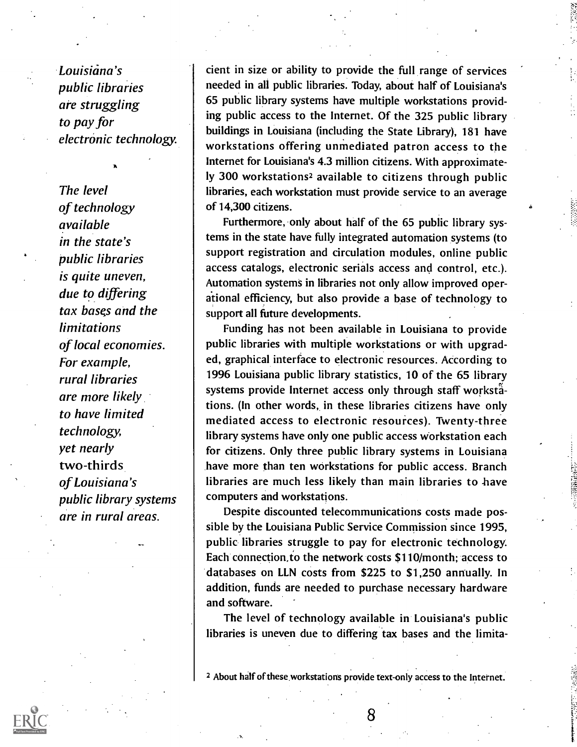*Louisiana's public libraries are struggling to pay for electronic technology.*

*The level of technology available in the state's public libraries is quite uneven, due to differing tax bases and the limitations of local economies. For example, rural libraries are more likely to have limited technology, yet nearly two-thirds of Louisiana's public library systems are in rural areas.*

cient in size or ability to provide the full range of services needed in all public libraries. Today, about half of Louisiana's 65 public library systems have multiple workstations providing public access to the Internet. Of the 325 public library buildings in Louisiana (including the State Library), 181 have workstations offering unmediated patron access to the Internet for Louisiana's 4.3 million citizens. With approximately 300 workstations[2] available to citizens through public libraries, each workstation must provide service to an average of 14,300 citizens.

Furthermore, only about half of the 65 public library systems in the state have fully integrated automation systems (to support registration and circulation modules, online public access catalogs, electronic serials access and control, etc.). Automation systems in libraries not only allow improved operational efficiency, but also provide a base of technology to support all future developments.

Funding has not been available in Louisiana to provide public libraries with multiple workstations or with upgraded, graphical interface to electronic resources. According to 1996 Louisiana public library statistics, 10 of the 65 library systems provide Internet access only through staff workstations. (In other words, in these libraries citizens have only mediated access to electronic resources). Twenty-three library systems have only one public access workstation each for citizens. Only three public library systems in Louisiana have more than ten workstations for public access. Branch libraries are much less likely than main libraries to have computers and workstations.

Despite discounted telecommunications costs made possible by the Louisiana Public Service Commission since 1995, public libraries struggle to pay for electronic technology. Each connection to the network costs $110/month; access to databases on LLN costs from $225 to $1,250 annually. In addition, funds are needed to purchase necessary hardware and software.

The level of technology available in Louisiana's public libraries is uneven due to differing tax bases and the limita-

[2] About half of these workstations provide text-only access to the Internet.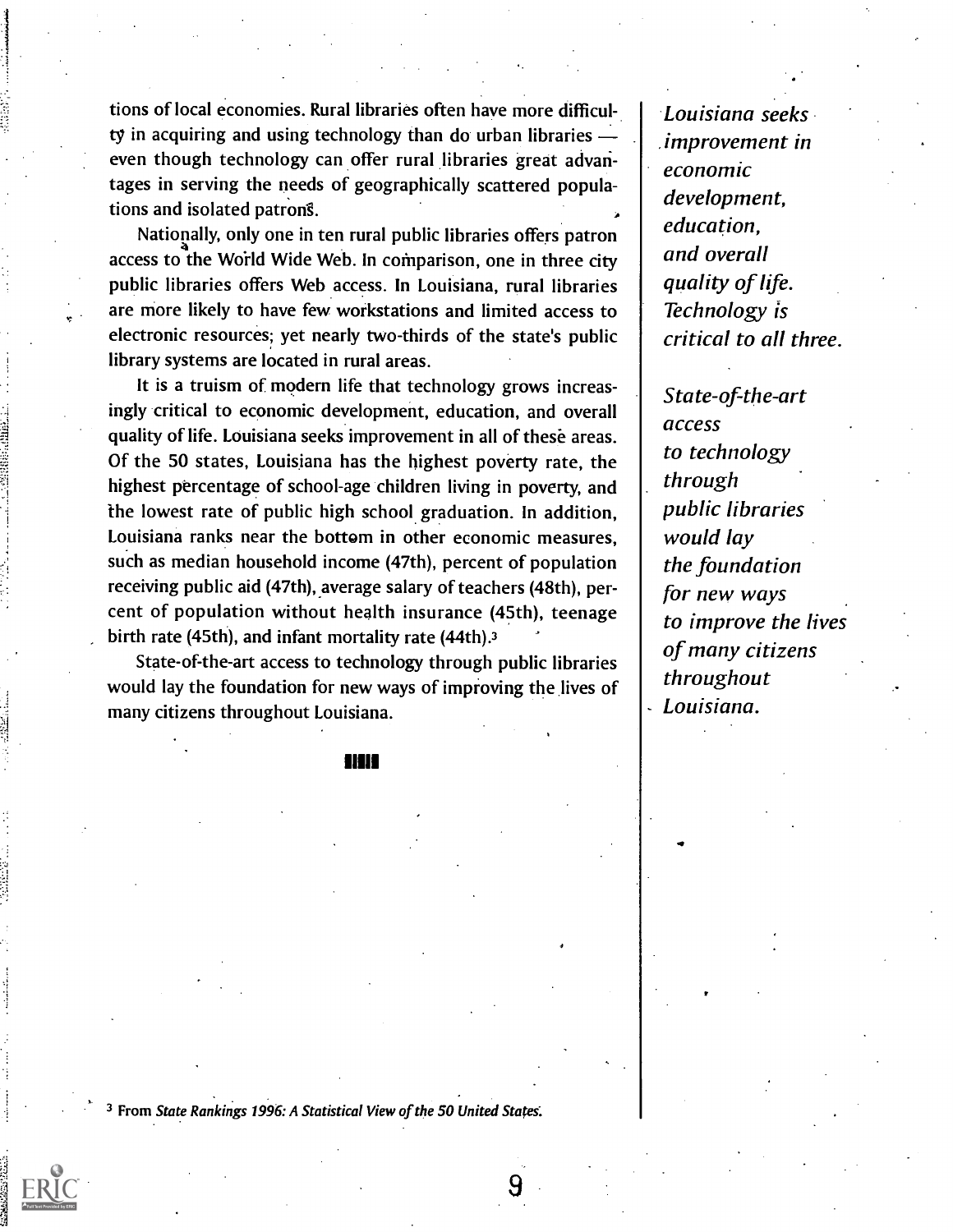tions of local economies. Rural libraries often have more difficulty in acquiring and using technology than do urban libraries — even though technology can offer rural libraries great advantages in serving the needs of geographically scattered populations and isolated patrons.

Nationally, only one in ten rural public libraries offers patron access to the World Wide Web. In comparison, one in three city public libraries offers Web access. In Louisiana, rural libraries are more likely to have few workstations and limited access to electronic resources; yet nearly two-thirds of the state's public library systems are located in rural areas.

It is a truism of modern life that technology grows increasingly critical to economic development, education, and overall quality of life. Louisiana seeks improvement in all of these areas. Of the 50 states, Louisiana has the highest poverty rate, the highest percentage of school-age children living in poverty, and the lowest rate of public high school graduation. In addition, Louisiana ranks near the bottom in other economic measures, such as median household income (47th), percent of population receiving public aid (47th), average salary of teachers (48th), percent of population without health insurance (45th), teenage birth rate (45th), and infant mortality rate (44th).[3]

State-of-the-art access to technology through public libraries would lay the foundation for new ways of improving the lives of many citizens throughout Louisiana.

*Louisiana seeks improvement in economic development, education, and overall quality of life. Technology is critical to all three.*

*State-of-the-art access to technology through public libraries would lay the foundation for new ways to improve the lives of many citizens throughout Louisiana.*

[3] From *State Rankings 1996: A Statistical View of the 50 United States.*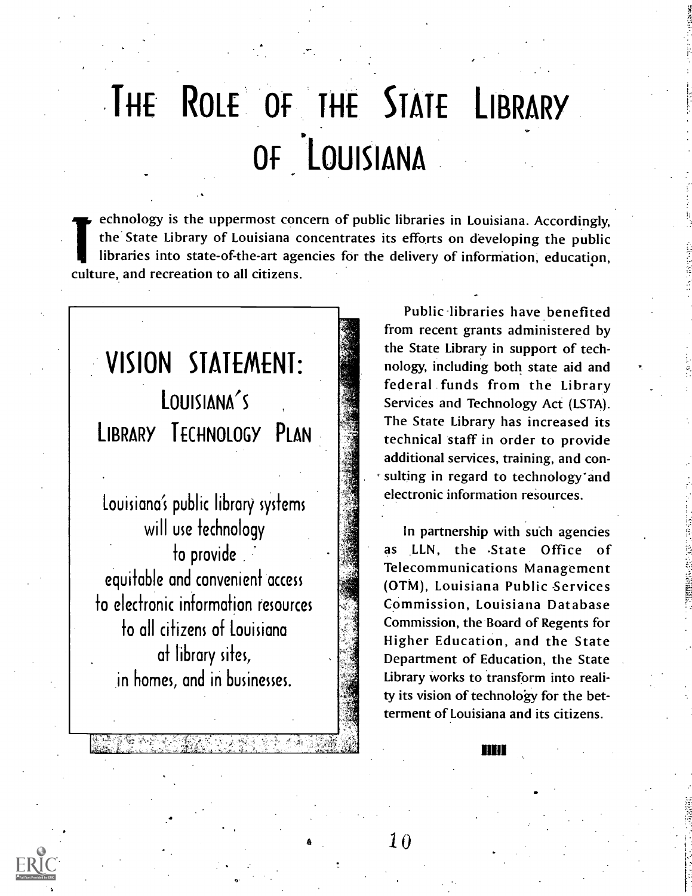# THE ROLE OF THE STATE LIBRARY OF LOUISIANA

Technology is the uppermost concern of public libraries in Louisiana. Accordingly, the State Library of Louisiana concentrates its efforts on developing the public libraries into state-of-the-art agencies for the delivery of information, education, culture, and recreation to all citizens.

## VISION STATEMENT: LOUISIANA'S LIBRARY TECHNOLOGY PLAN

Louisiana's public library systems will use technology to provide equitable and convenient access to electronic information resources to all citizens of Louisiana at library sites, in homes, and in businesses.

Public libraries have benefited from recent grants administered by the State Library in support of technology, including both state aid and federal funds from the Library Services and Technology Act (LSTA). The State Library has increased its technical staff in order to provide additional services, training, and consulting in regard to technology and electronic information resources.

In partnership with such agencies as LLN, the State Office of Telecommunications Management (OTM), Louisiana Public Services Commission, Louisiana Database Commission, the Board of Regents for Higher Education, and the State Department of Education, the State Library works to transform into reality its vision of technology for the betterment of Louisiana and its citizens.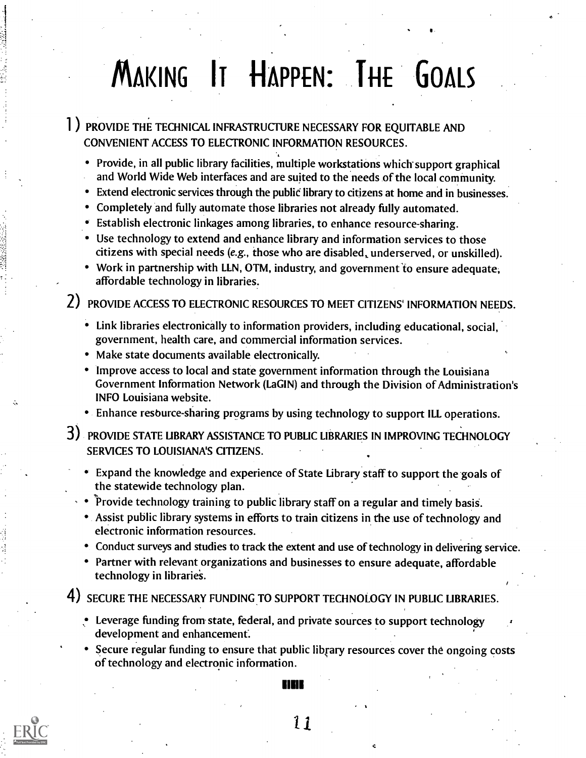# Making It Happen: The Goals

1) PROVIDE THE TECHNICAL INFRASTRUCTURE NECESSARY FOR EQUITABLE AND CONVENIENT ACCESS TO ELECTRONIC INFORMATION RESOURCES.

- Provide, in all public library facilities, multiple workstations which support graphical and World Wide Web interfaces and are suited to the needs of the local community.
- Extend electronic services through the public library to citizens at home and in businesses.
- Completely and fully automate those libraries not already fully automated.
- Establish electronic linkages among libraries, to enhance resource-sharing.
- Use technology to extend and enhance library and information services to those citizens with special needs (*e.g.*, those who are disabled, underserved, or unskilled).
- Work in partnership with LLN, OTM, industry, and government to ensure adequate, affordable technology in libraries.

2) PROVIDE ACCESS TO ELECTRONIC RESOURCES TO MEET CITIZENS' INFORMATION NEEDS.

- Link libraries electronically to information providers, including educational, social, government, health care, and commercial information services.
- Make state documents available electronically.
- Improve access to local and state government information through the Louisiana Government Information Network (LaGIN) and through the Division of Administration's INFO Louisiana website.
- Enhance resource-sharing programs by using technology to support ILL operations.

3) PROVIDE STATE LIBRARY ASSISTANCE TO PUBLIC LIBRARIES IN IMPROVING TECHNOLOGY SERVICES TO LOUISIANA'S CITIZENS.

- Expand the knowledge and experience of State Library staff to support the goals of the statewide technology plan.
- Provide technology training to public library staff on a regular and timely basis.
- Assist public library systems in efforts to train citizens in the use of technology and electronic information resources.
- Conduct surveys and studies to track the extent and use of technology in delivering service.
- Partner with relevant organizations and businesses to ensure adequate, affordable technology in libraries.

4) SECURE THE NECESSARY FUNDING TO SUPPORT TECHNOLOGY IN PUBLIC LIBRARIES.

- Leverage funding from state, federal, and private sources to support technology development and enhancement.
- Secure regular funding to ensure that public library resources cover the ongoing costs of technology and electronic information.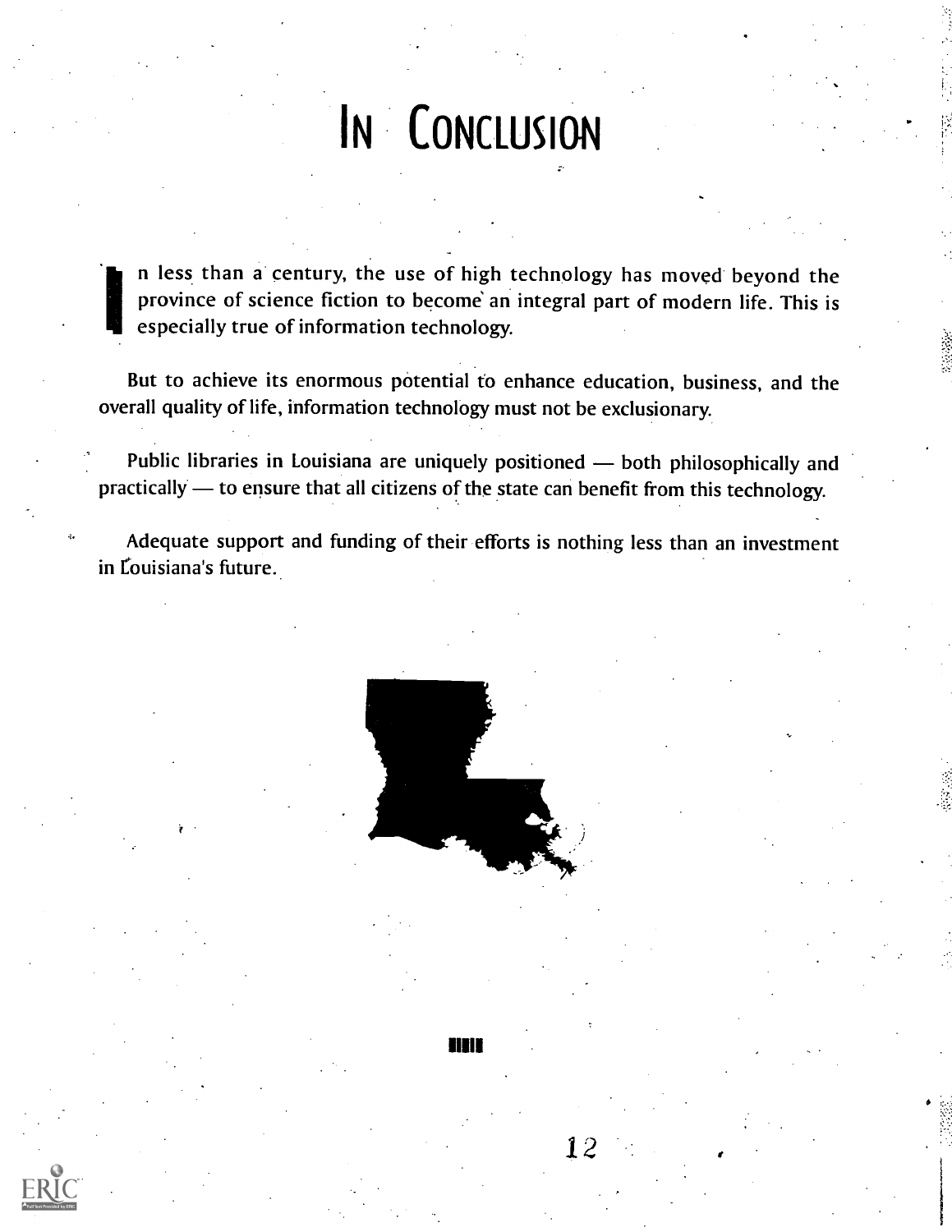# In Conclusion

In less than a century, the use of high technology has moved beyond the province of science fiction to become an integral part of modern life. This is especially true of information technology.

But to achieve its enormous potential to enhance education, business, and the overall quality of life, information technology must not be exclusionary.

Public libraries in Louisiana are uniquely positioned — both philosophically and practically — to ensure that all citizens of the state can benefit from this technology.

Adequate support and funding of their efforts is nothing less than an investment in Louisiana's future.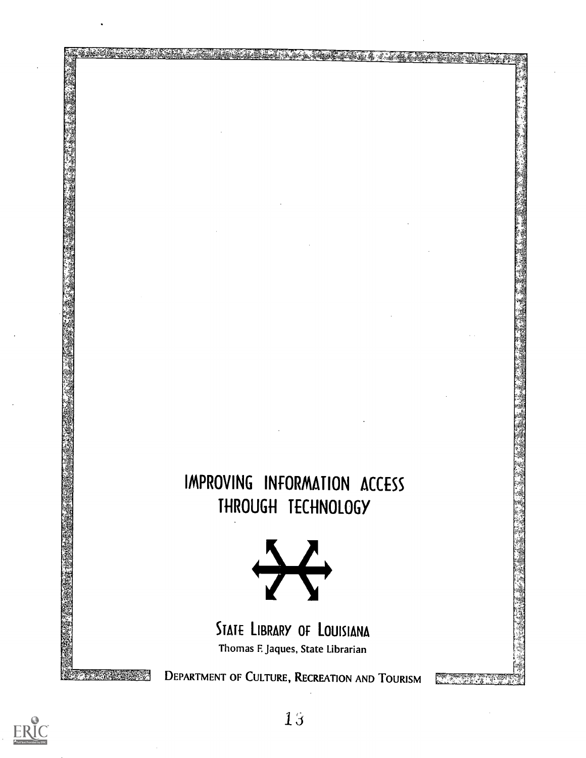# IMPROVING INFORMATION ACCESS THROUGH TECHNOLOGY

## STATE LIBRARY OF LOUISIANA

Thomas F. Jaques, State Librarian

DEPARTMENT OF CULTURE, RECREATION AND TOURISM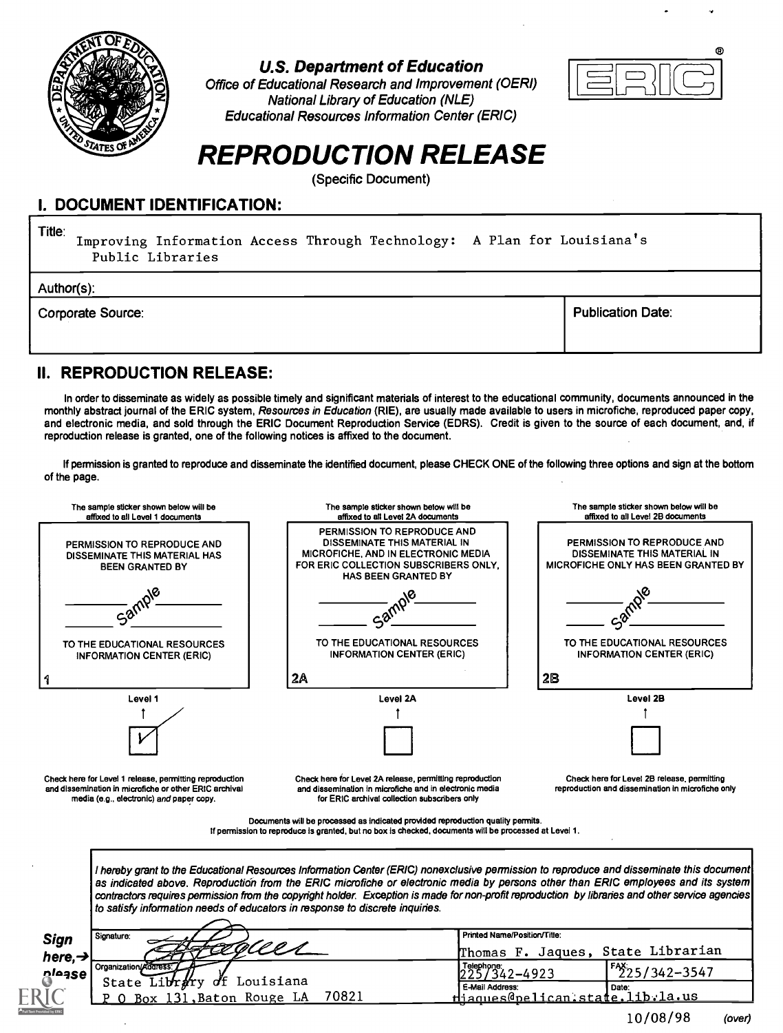U.S. Department of Education
Office of Educational Research and Improvement (OERI)
National Library of Education (NLE)
Educational Resources Information Center (ERIC)

# REPRODUCTION RELEASE

(Specific Document)

## I. DOCUMENT IDENTIFICATION:

Title: Improving Information Access Through Technology: A Plan for Louisiana's Public Libraries

Author(s):

Corporate Source:

Publication Date:

## II. REPRODUCTION RELEASE:

In order to disseminate as widely as possible timely and significant materials of interest to the educational community, documents announced in the monthly abstract journal of the ERIC system, *Resources in Education* (RIE), are usually made available to users in microfiche, reproduced paper copy, and electronic media, and sold through the ERIC Document Reproduction Service (EDRS). Credit is given to the source of each document, and, if reproduction release is granted, one of the following notices is affixed to the document.

If permission is granted to reproduce and disseminate the identified document, please CHECK ONE of the following three options and sign at the bottom of the page.

| The sample sticker shown below will be affixed to all Level 1 documents | The sample sticker shown below will be affixed to all Level 2A documents | The sample sticker shown below will be affixed to all Level 2B documents |
|---|---|---|
| PERMISSION TO REPRODUCE AND DISSEMINATE THIS MATERIAL HAS BEEN GRANTED BY Sample TO THE EDUCATIONAL RESOURCES INFORMATION CENTER (ERIC) | PERMISSION TO REPRODUCE AND DISSEMINATE THIS MATERIAL IN MICROFICHE, AND IN ELECTRONIC MEDIA FOR ERIC COLLECTION SUBSCRIBERS ONLY, HAS BEEN GRANTED BY Sample TO THE EDUCATIONAL RESOURCES INFORMATION CENTER (ERIC) | PERMISSION TO REPRODUCE AND DISSEMINATE THIS MATERIAL IN MICROFICHE ONLY HAS BEEN GRANTED BY Sample TO THE EDUCATIONAL RESOURCES INFORMATION CENTER (ERIC) |
| 1 | 2A | 2B |
| Level 1 | Level 2A | Level 2B |
| ☑ | ☐ | ☐ |
| Check here for Level 1 release, permitting reproduction and dissemination in microfiche or other ERIC archival media (e.g., electronic) *and* paper copy. | Check here for Level 2A release, permitting reproduction and dissemination in microfiche and in electronic media for ERIC archival collection subscribers only | Check here for Level 2B release, permitting reproduction and dissemination in microfiche only |

Documents will be processed as indicated provided reproduction quality permits.
If permission to reproduce is granted, but no box is checked, documents will be processed at Level 1.

*I hereby grant to the Educational Resources Information Center (ERIC) nonexclusive permission to reproduce and disseminate this document as indicated above. Reproduction from the ERIC microfiche or electronic media by persons other than ERIC employees and its system contractors requires permission from the copyright holder. Exception is made for non-profit reproduction by libraries and other service agencies to satisfy information needs of educators in response to discrete inquiries.*

**Sign here, → please**

| Signature: [signature] | Printed Name/Position/Title: Thomas F. Jaques, State Librarian | |
|---|---|---|
| Organization/Address: State Library of Louisiana, P O Box 131, Baton Rouge LA 70821 | Telephone: 225/342-4923 | FAX: 225/342-3547 |
| | E-Mail Address: tjaques@pelican.state.lib.la.us | Date: 10/08/98 |

(over)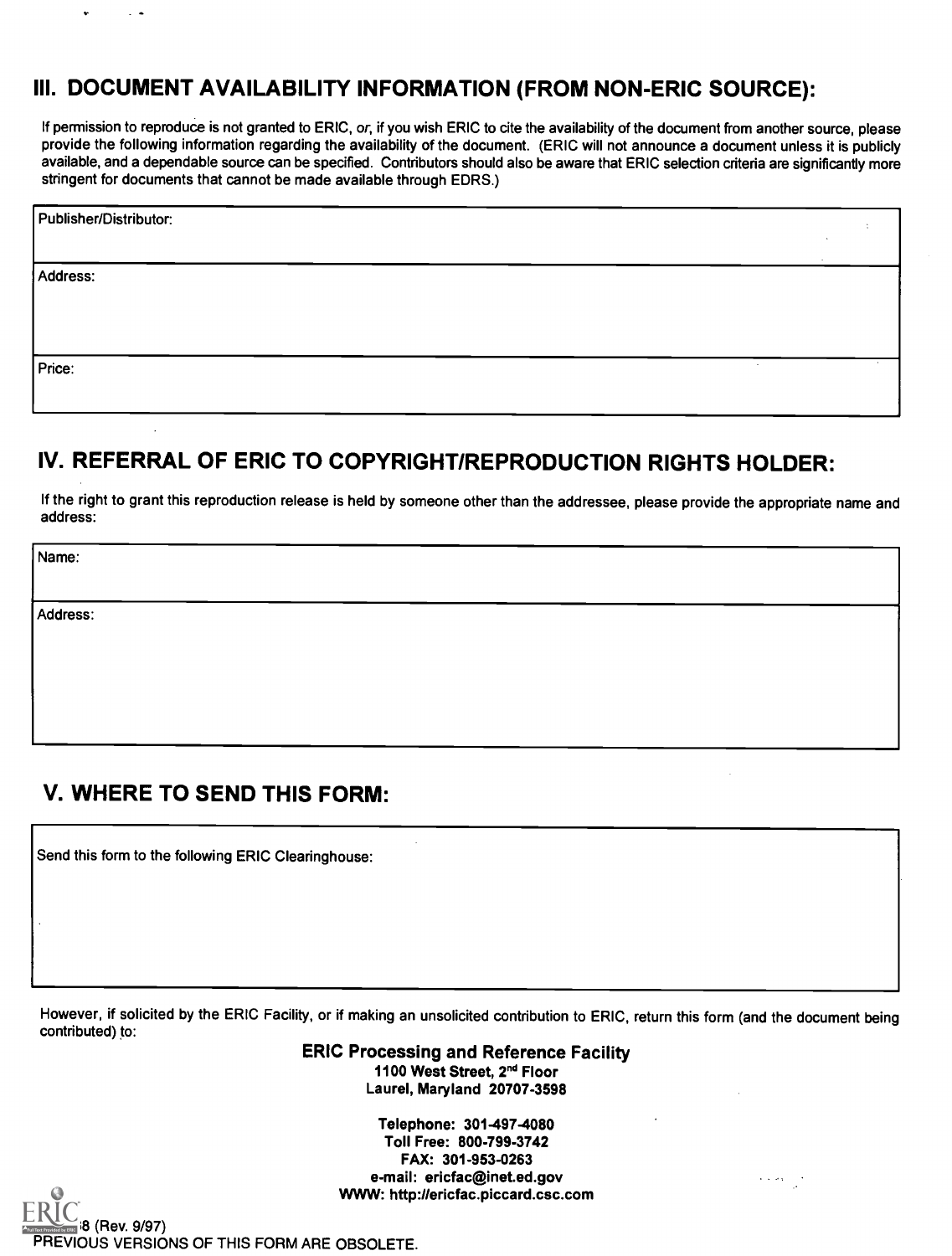## III. DOCUMENT AVAILABILITY INFORMATION (FROM NON-ERIC SOURCE):

If permission to reproduce is not granted to ERIC, *or*, if you wish ERIC to cite the availability of the document from another source, please provide the following information regarding the availability of the document. (ERIC will not announce a document unless it is publicly available, and a dependable source can be specified. Contributors should also be aware that ERIC selection criteria are significantly more stringent for documents that cannot be made available through EDRS.)

| | |
|---|---|
| Publisher/Distributor: | |
| Address: | |
| Price: | |

## IV. REFERRAL OF ERIC TO COPYRIGHT/REPRODUCTION RIGHTS HOLDER:

If the right to grant this reproduction release is held by someone other than the addressee, please provide the appropriate name and address:

| | |
|---|---|
| Name: | |
| Address: | |

## V. WHERE TO SEND THIS FORM:

Send this form to the following ERIC Clearinghouse:

However, if solicited by the ERIC Facility, or if making an unsolicited contribution to ERIC, return this form (and the document being contributed) to:

**ERIC Processing and Reference Facility**
**1100 West Street, 2nd Floor**
**Laurel, Maryland 20707-3598**

**Telephone: 301-497-4080**
**Toll Free: 800-799-3742**
**FAX: 301-953-0263**
**e-mail: ericfac@inet.ed.gov**
**WWW: http://ericfac.piccard.csc.com**

i8 (Rev. 9/97)
PREVIOUS VERSIONS OF THIS FORM ARE OBSOLETE.